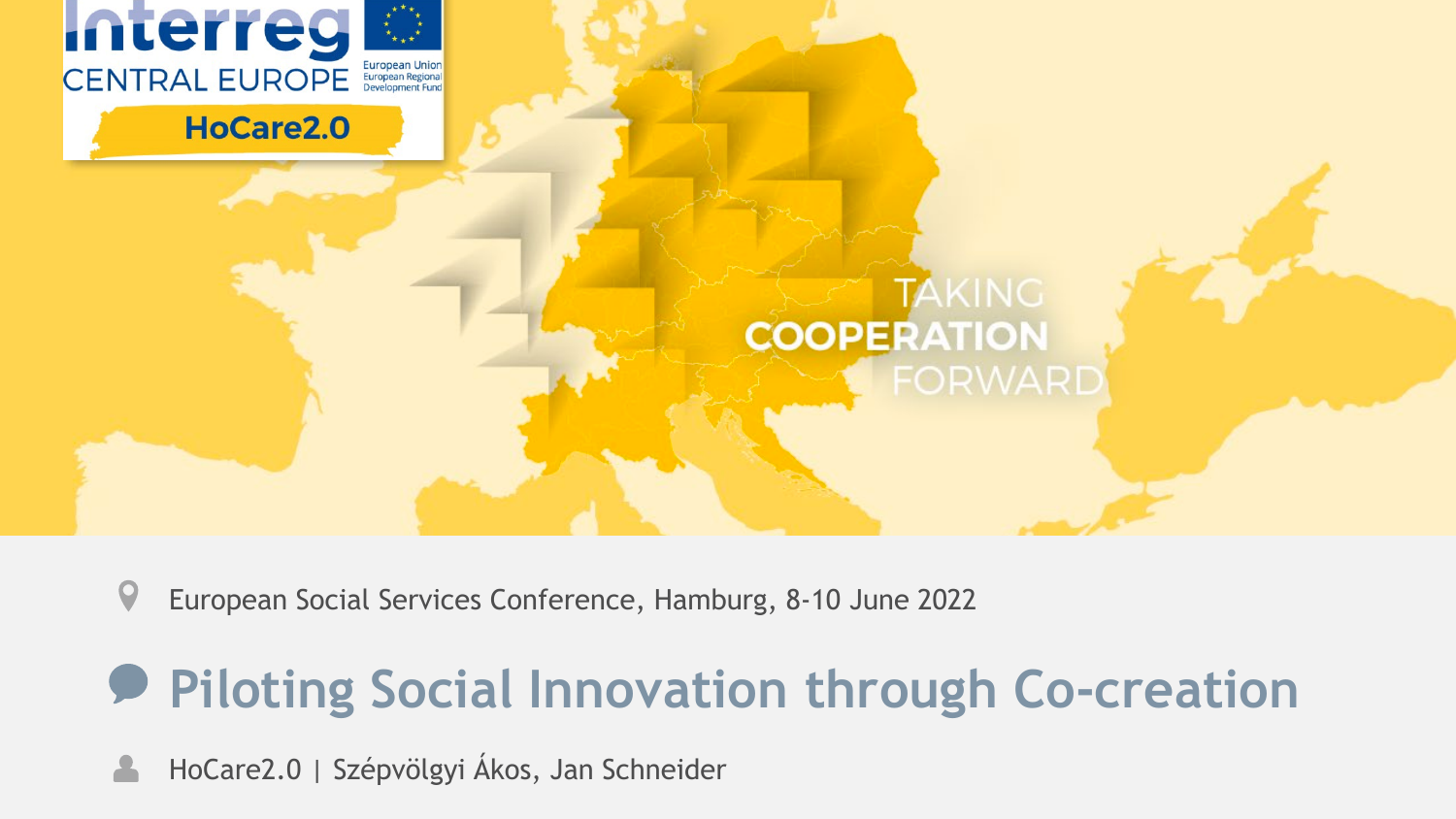Interreg CENTRAL EUROPE

European Union
European Regional Development Fund

HoCare2.0

TAKING **COOPERATION** FORWARD

European Social Services Conference, Hamburg, 8-10 June 2022

# Piloting Social Innovation through Co-creation

HoCare2.0 | Szépvölgyi Ákos, Jan Schneider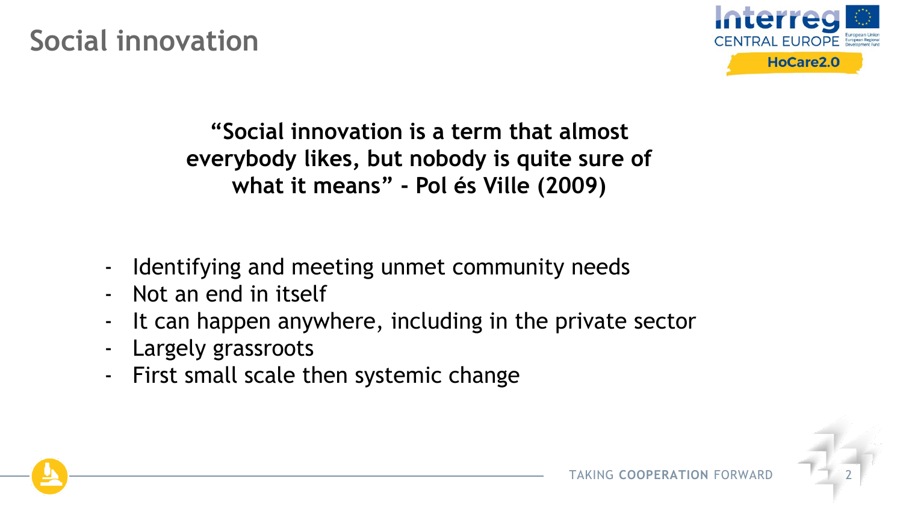# Social innovation

**“Social innovation is a term that almost everybody likes, but nobody is quite sure of what it means” - Pol és Ville (2009)**

- Identifying and meeting unmet community needs
- Not an end in itself
- It can happen anywhere, including in the private sector
- Largely grassroots
- First small scale then systemic change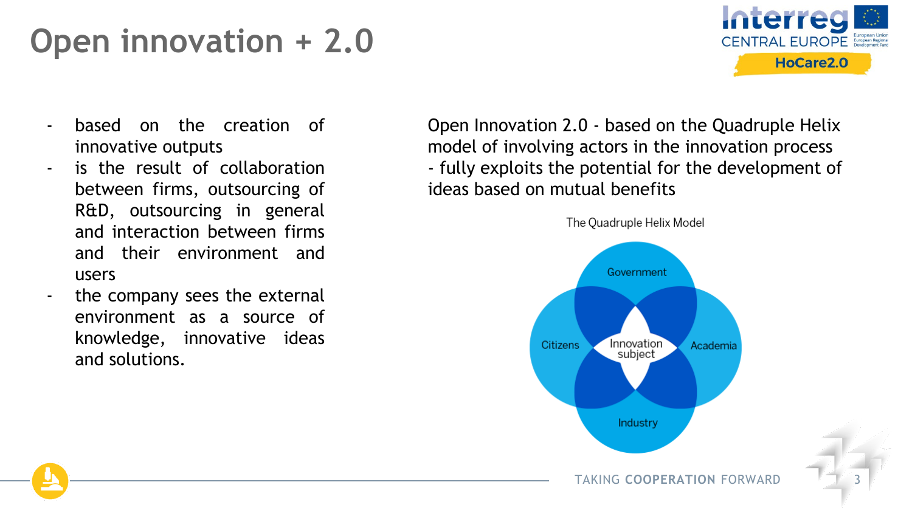# Open innovation + 2.0

- based on the creation of innovative outputs
- is the result of collaboration between firms, outsourcing of R&D, outsourcing in general and interaction between firms and their environment and users
- the company sees the external environment as a source of knowledge, innovative ideas and solutions.

Open Innovation 2.0 - based on the Quadruple Helix model of involving actors in the innovation process
- fully exploits the potential for the development of ideas based on mutual benefits

The Quadruple Helix Model

Government

Citizens

Innovation subject

Academia

Industry

TAKING **COOPERATION** FORWARD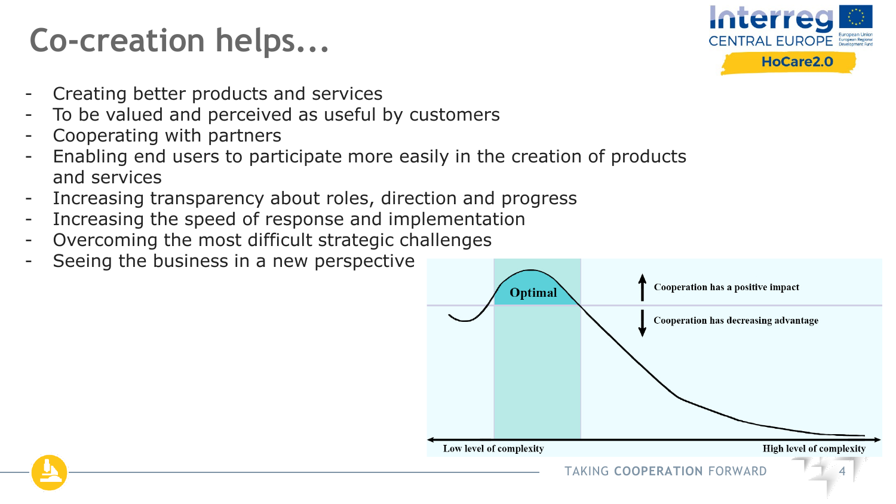# Co-creation helps...

- Creating better products and services
- To be valued and perceived as useful by customers
- Cooperating with partners
- Enabling end users to participate more easily in the creation of products and services
- Increasing transparency about roles, direction and progress
- Increasing the speed of response and implementation
- Overcoming the most difficult strategic challenges
- Seeing the business in a new perspective

Optimal

Cooperation has a positive impact

Cooperation has decreasing advantage

Low level of complexity

High level of complexity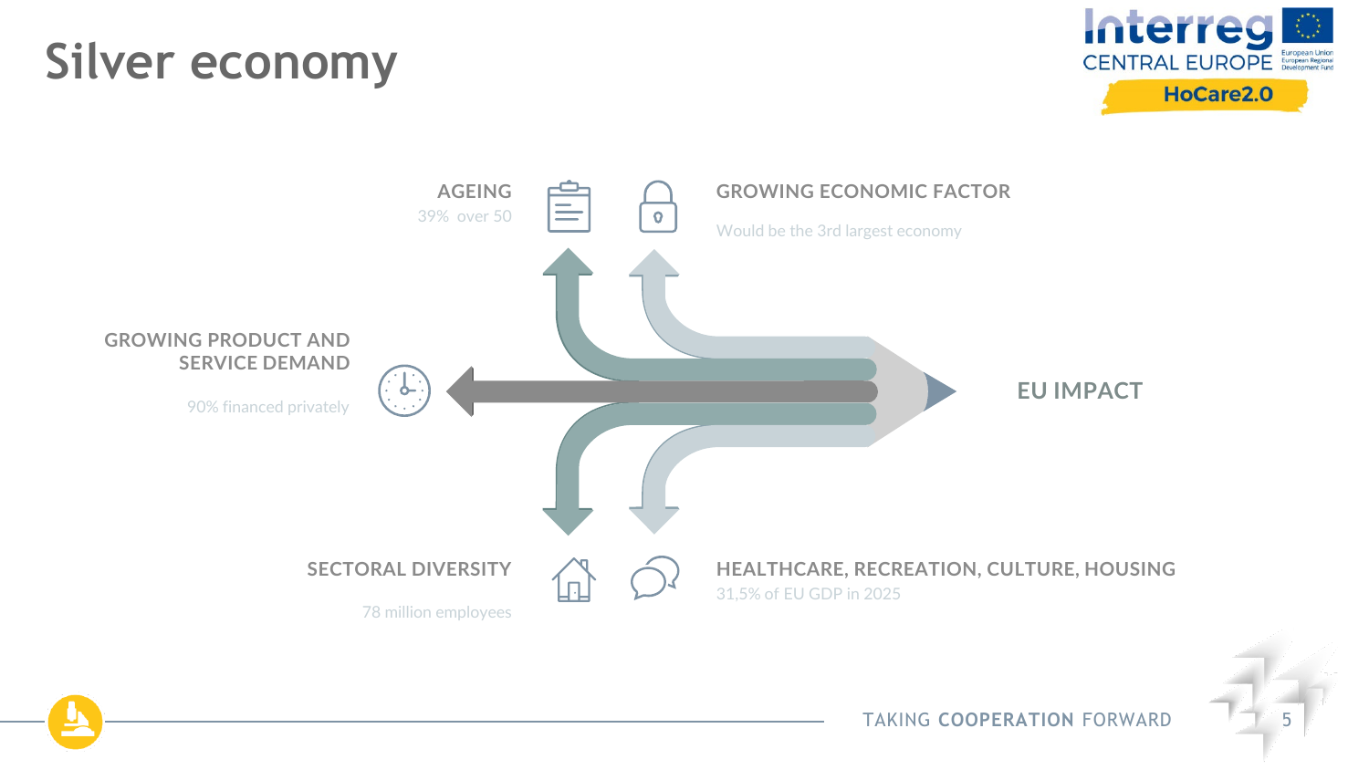# Silver economy

**AGEING**
39% over 50

**GROWING ECONOMIC FACTOR**
Would be the 3rd largest economy

**GROWING PRODUCT AND SERVICE DEMAND**
90% financed privately

**EU IMPACT**

**SECTORAL DIVERSITY**
78 million employees

**HEALTHCARE, RECREATION, CULTURE, HOUSING**
31,5% of EU GDP in 2025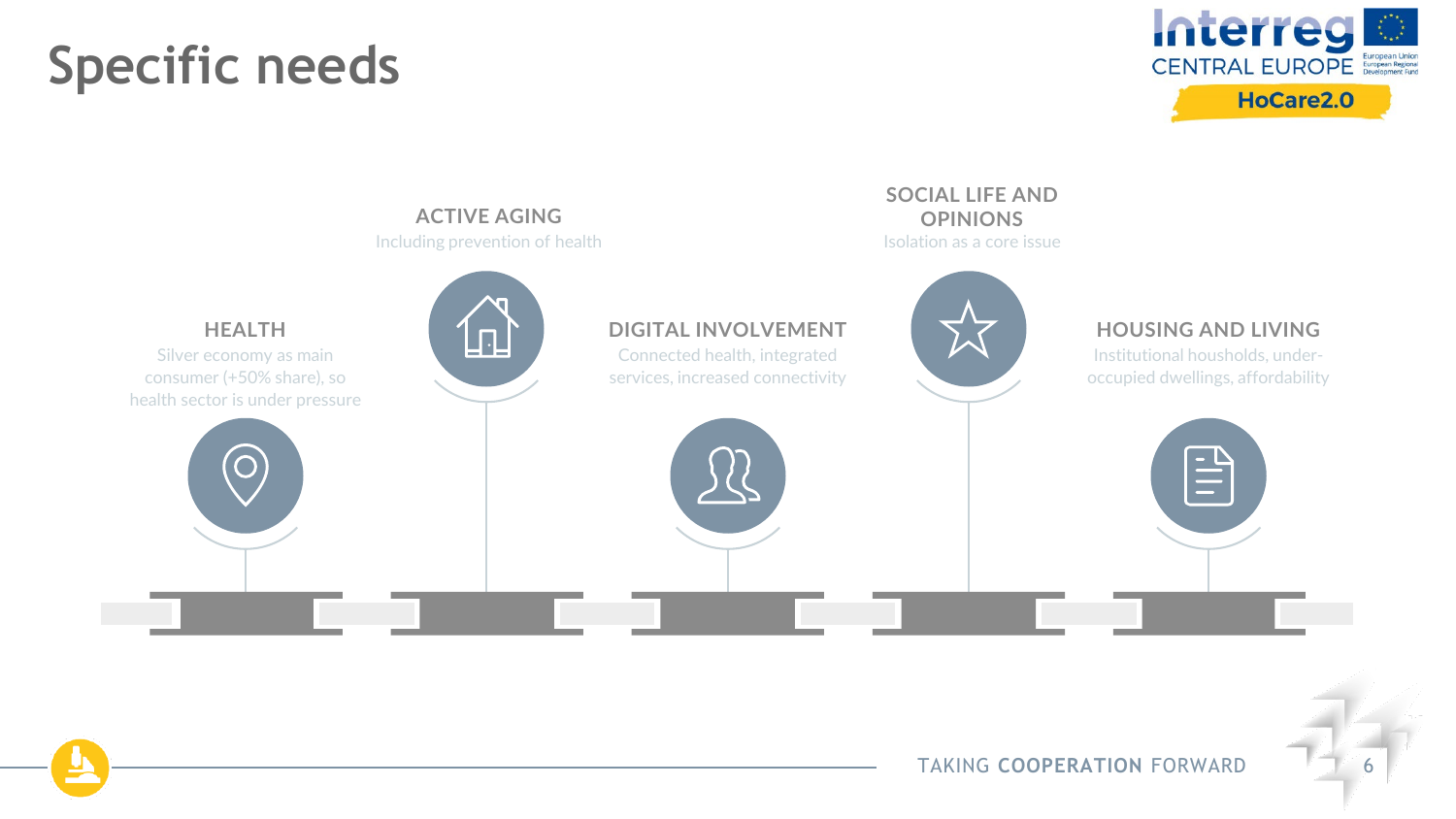# Specific needs

### HEALTH

Silver economy as main consumer (+50% share), so health sector is under pressure

### ACTIVE AGING

Including prevention of health

### DIGITAL INVOLVEMENT

Connected health, integrated services, increased connectivity

### SOCIAL LIFE AND OPINIONS

Isolation as a core issue

### HOUSING AND LIVING

Institutional housholds, under-occupied dwellings, affordability

TAKING **COOPERATION** FORWARD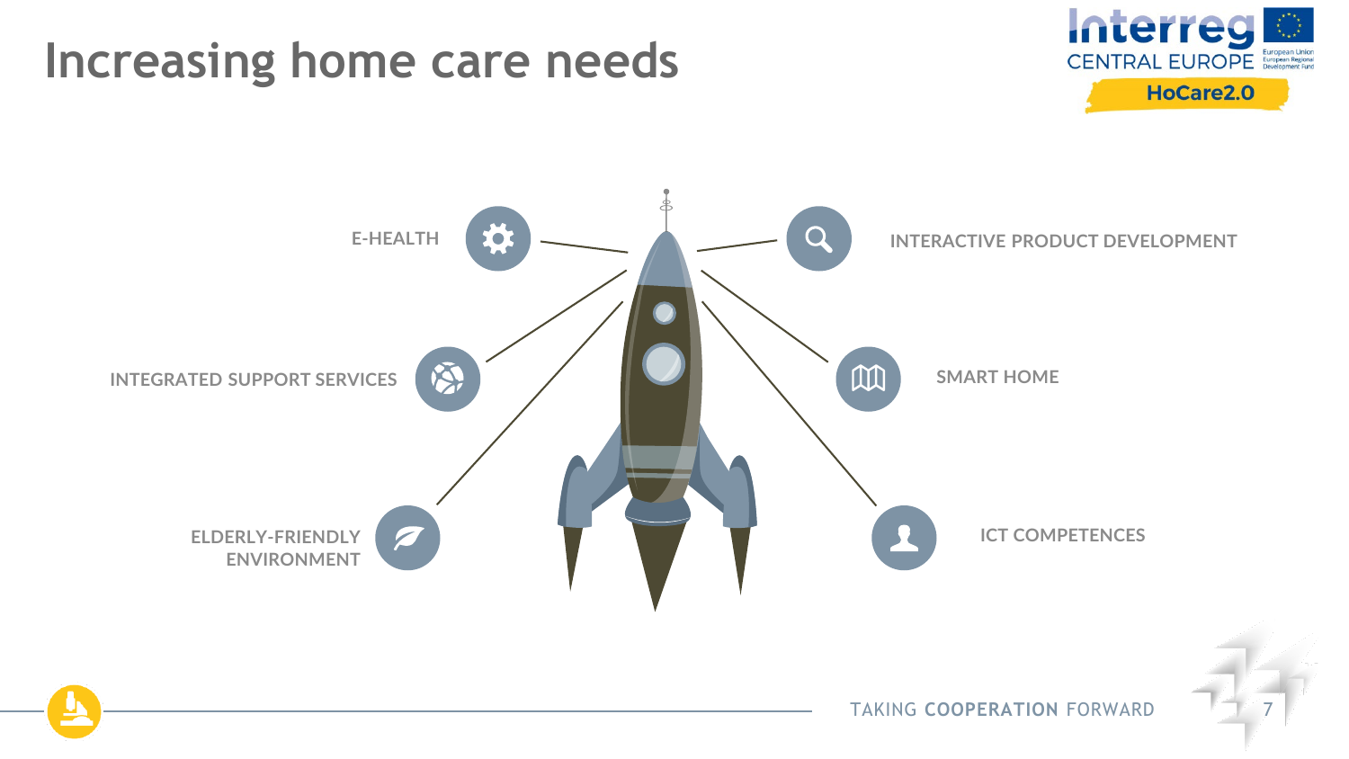# Increasing home care needs

- E-HEALTH
- INTEGRATED SUPPORT SERVICES
- ELDERLY-FRIENDLY ENVIRONMENT
- INTERACTIVE PRODUCT DEVELOPMENT
- SMART HOME
- ICT COMPETENCES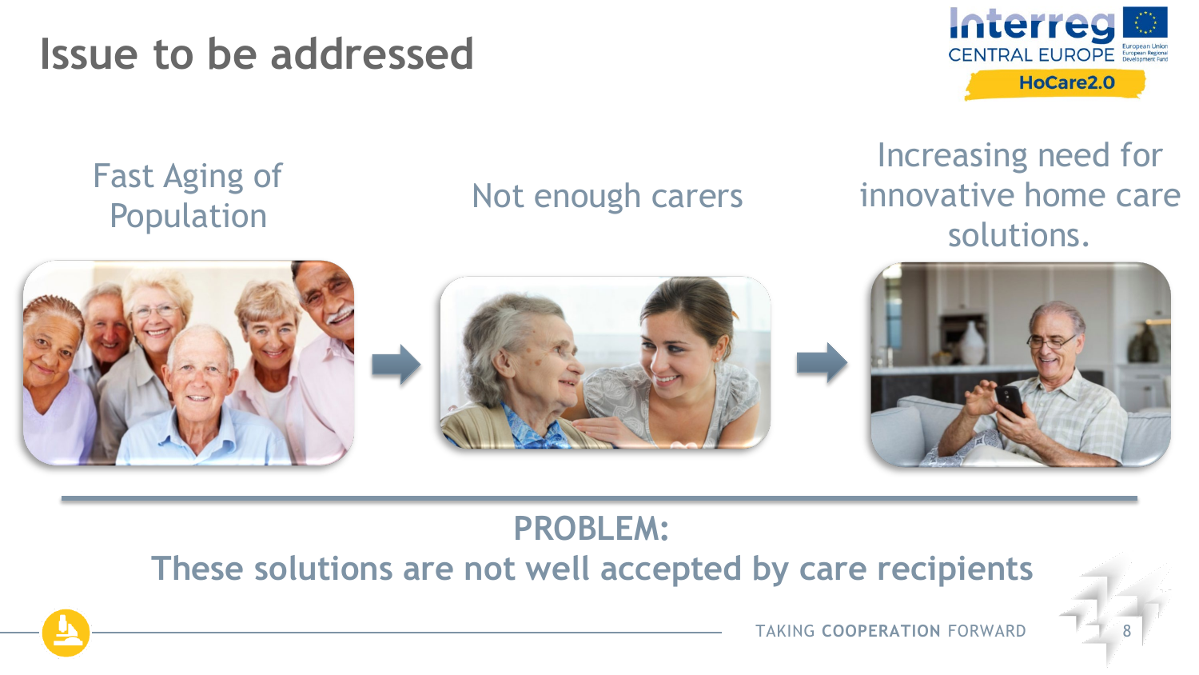# Issue to be addressed

Fast Aging of Population

Not enough carers

Increasing need for innovative home care solutions.

**PROBLEM:**
**These solutions are not well accepted by care recipients**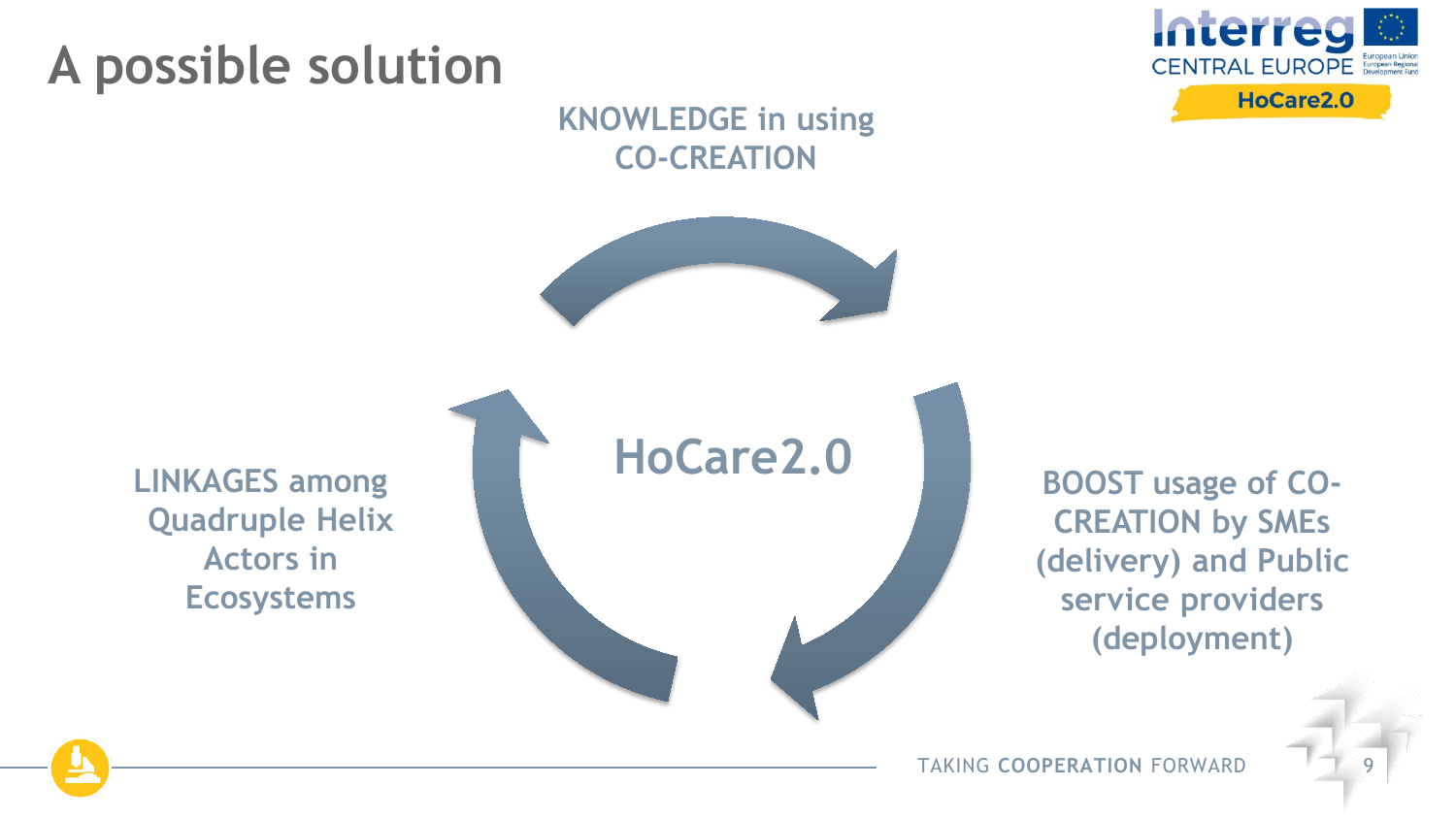# A possible solution

KNOWLEDGE in using CO-CREATION

HoCare2.0

BOOST usage of CO-CREATION by SMEs (delivery) and Public service providers (deployment)

LINKAGES among Quadruple Helix Actors in Ecosystems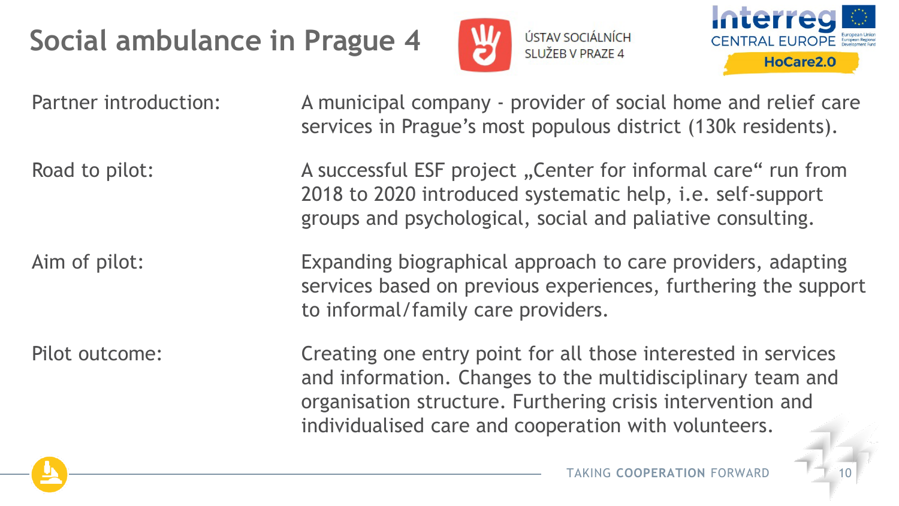# Social ambulance in Prague 4

ÚSTAV SOCIÁLNÍCH SLUŽEB V PRAZE 4

Interreg CENTRAL EUROPE — HoCare2.0

| | |
|---|---|
| Partner introduction: | A municipal company - provider of social home and relief care services in Prague's most populous district (130k residents). |
| Road to pilot: | A successful ESF project „Center for informal care" run from 2018 to 2020 introduced systematic help, i.e. self-support groups and psychological, social and paliative consulting. |
| Aim of pilot: | Expanding biographical approach to care providers, adapting services based on previous experiences, furthering the support to informal/family care providers. |
| Pilot outcome: | Creating one entry point for all those interested in services and information. Changes to the multidisciplinary team and organisation structure. Furthering crisis intervention and individualised care and cooperation with volunteers. |

TAKING **COOPERATION** FORWARD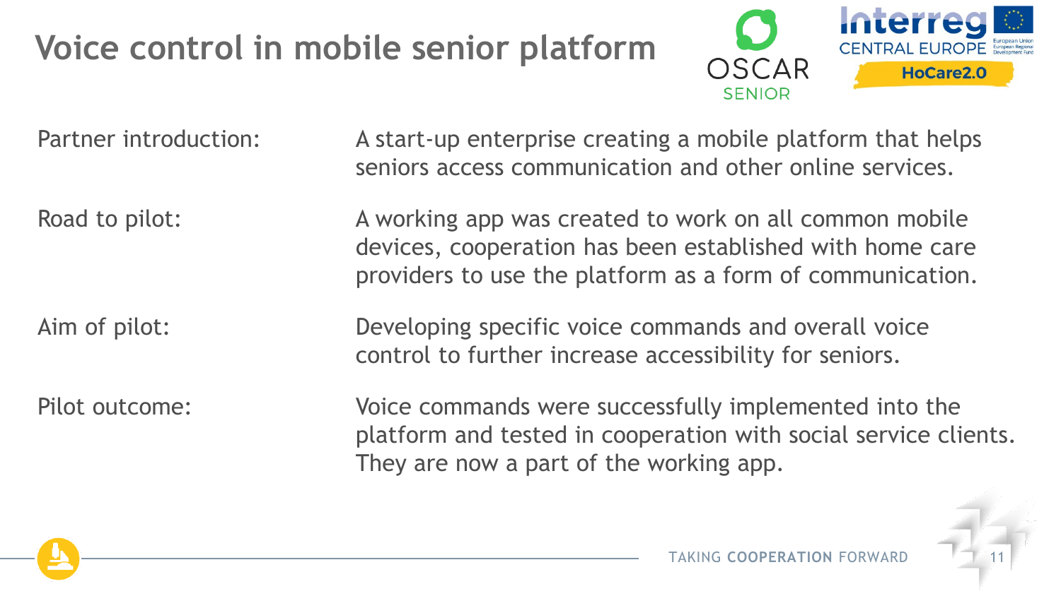# Voice control in mobile senior platform

OSCAR SENIOR

Interreg CENTRAL EUROPE HoCare2.0

| | |
|---|---|
| Partner introduction: | A start-up enterprise creating a mobile platform that helps seniors access communication and other online services. |
| Road to pilot: | A working app was created to work on all common mobile devices, cooperation has been established with home care providers to use the platform as a form of communication. |
| Aim of pilot: | Developing specific voice commands and overall voice control to further increase accessibility for seniors. |
| Pilot outcome: | Voice commands were successfully implemented into the platform and tested in cooperation with social service clients. They are now a part of the working app. |

TAKING **COOPERATION** FORWARD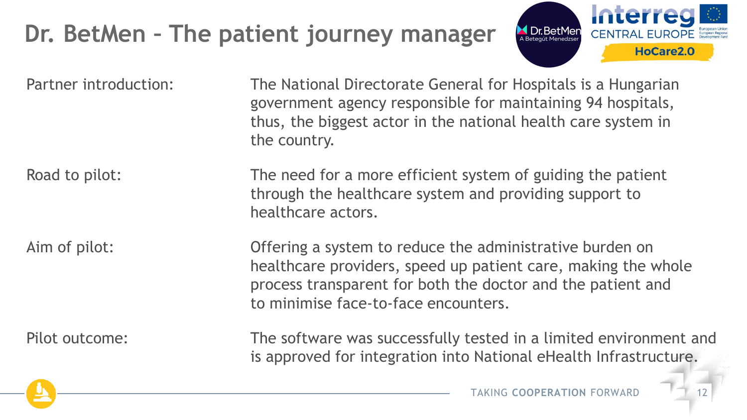# Dr. BetMen – The patient journey manager

| | |
|---|---|
| Partner introduction: | The National Directorate General for Hospitals is a Hungarian government agency responsible for maintaining 94 hospitals, thus, the biggest actor in the national health care system in the country. |
| Road to pilot: | The need for a more efficient system of guiding the patient through the healthcare system and providing support to healthcare actors. |
| Aim of pilot: | Offering a system to reduce the administrative burden on healthcare providers, speed up patient care, making the whole process transparent for both the doctor and the patient and to minimise face-to-face encounters. |
| Pilot outcome: | The software was successfully tested in a limited environment and is approved for integration into National eHealth Infrastructure. |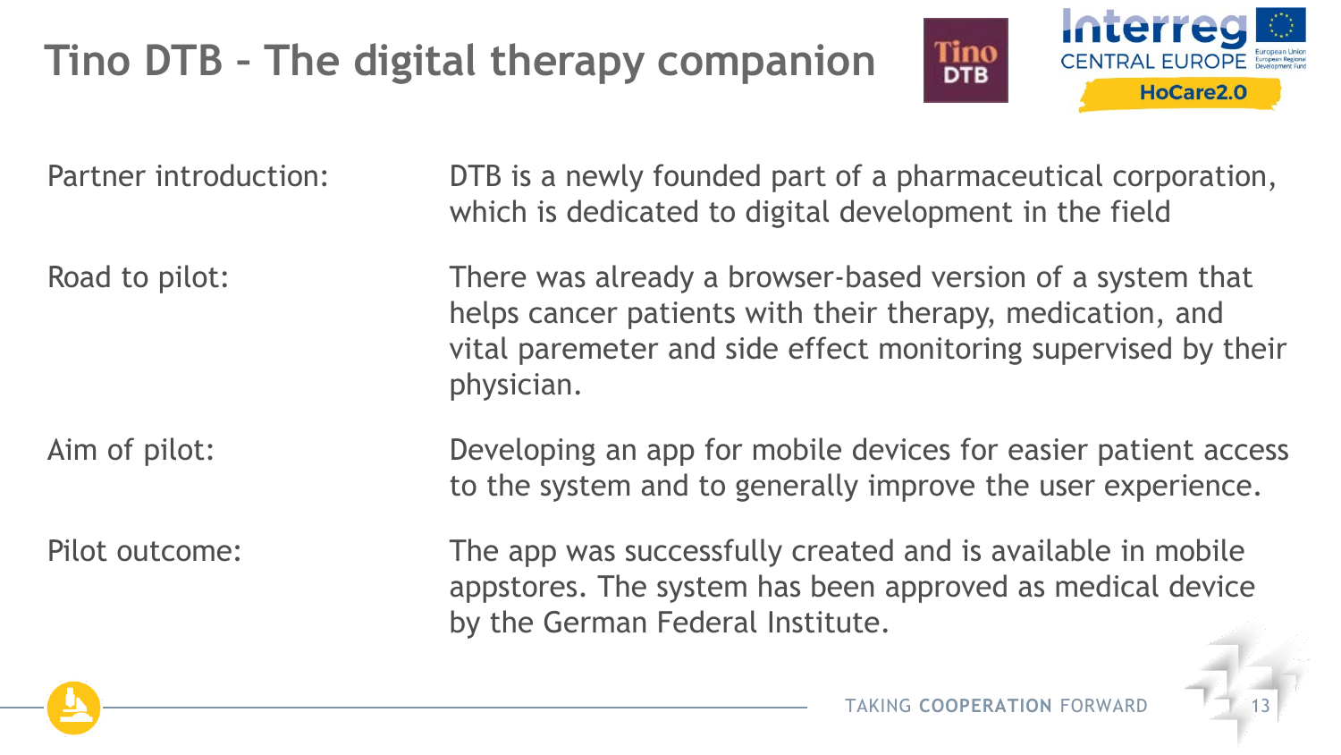# Tino DTB – The digital therapy companion

| | |
|---|---|
| Partner introduction: | DTB is a newly founded part of a pharmaceutical corporation, which is dedicated to digital development in the field |
| Road to pilot: | There was already a browser-based version of a system that helps cancer patients with their therapy, medication, and vital paremeter and side effect monitoring supervised by their physician. |
| Aim of pilot: | Developing an app for mobile devices for easier patient access to the system and to generally improve the user experience. |
| Pilot outcome: | The app was successfully created and is available in mobile appstores. The system has been approved as medical device by the German Federal Institute. |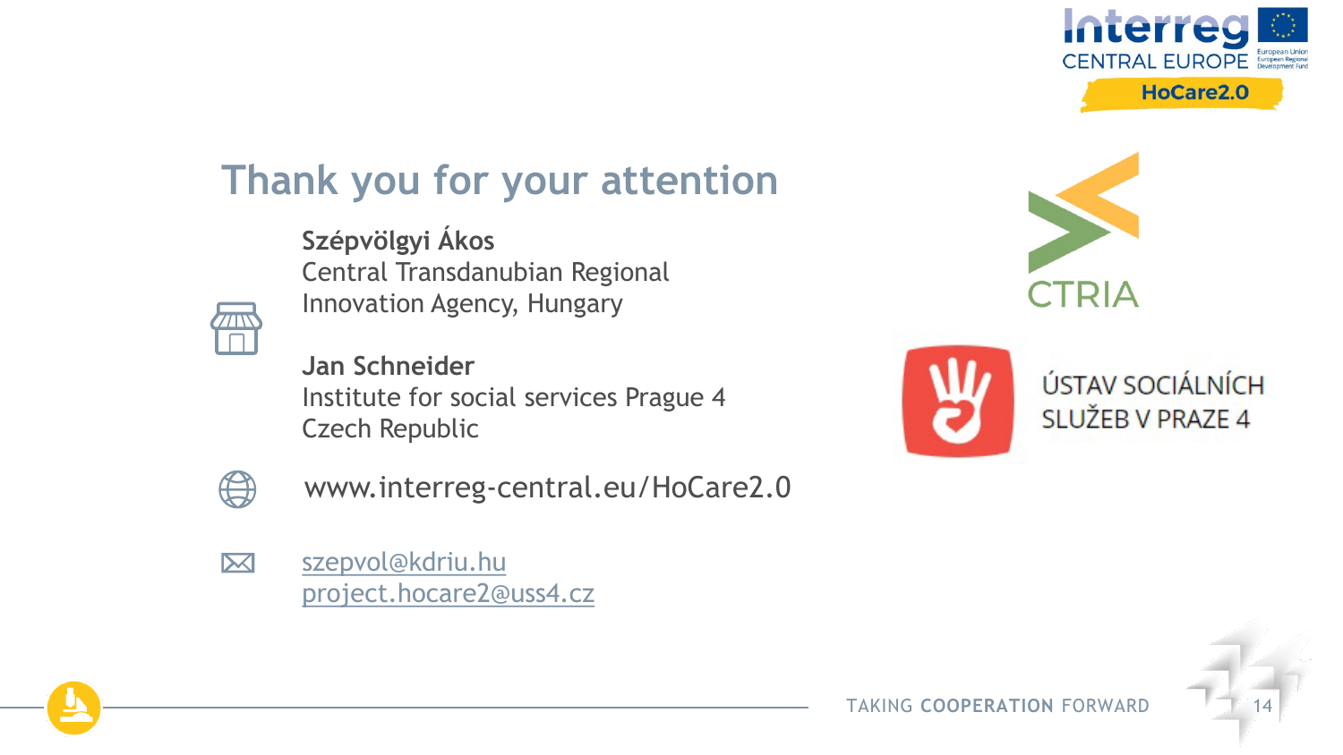# Thank you for your attention

**Szépvölgyi Ákos**
Central Transdanubian Regional
Innovation Agency, Hungary

**Jan Schneider**
Institute for social services Prague 4
Czech Republic

www.interreg-central.eu/HoCare2.0

szepvol@kdriu.hu
project.hocare2@uss4.cz